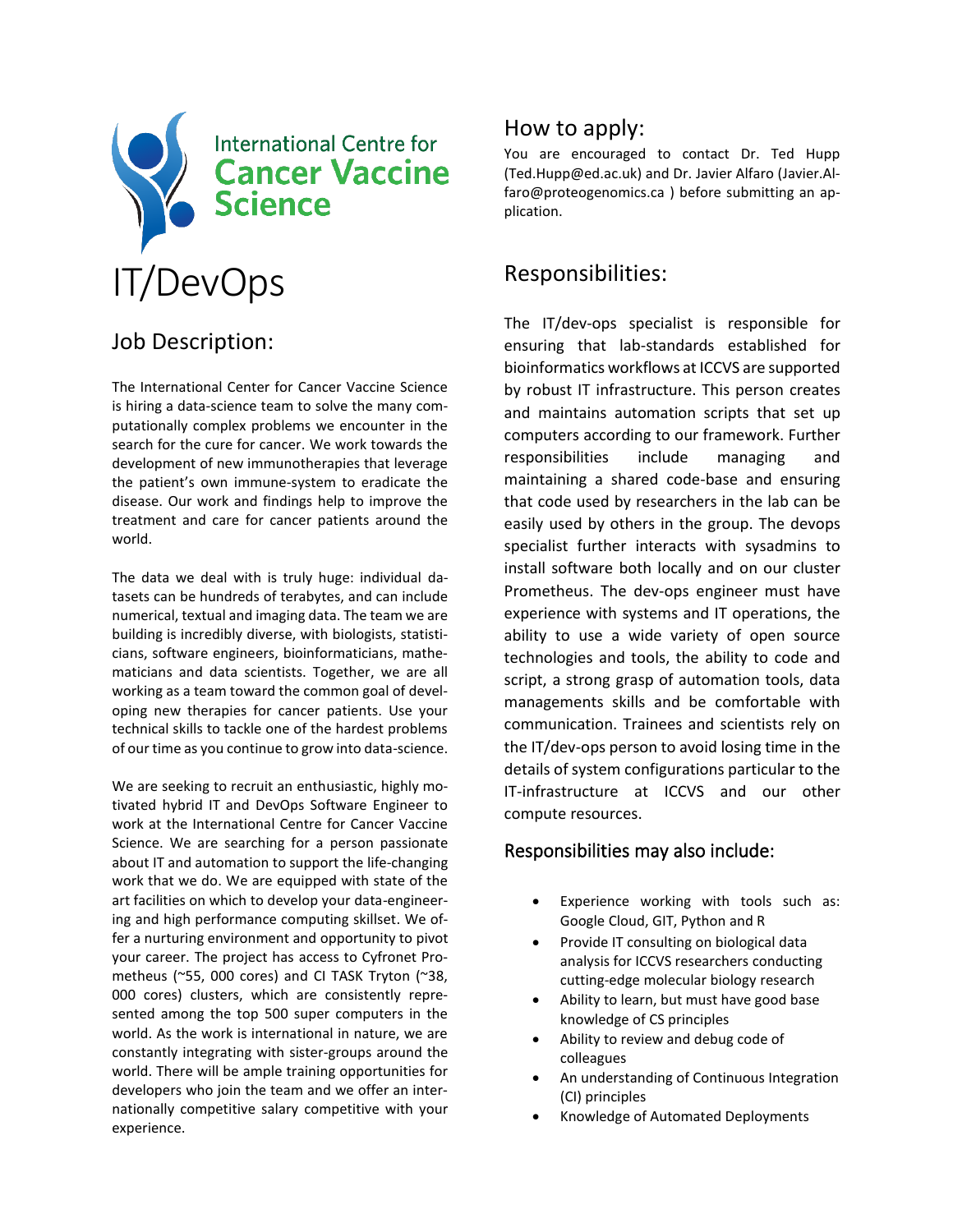International Centre for **Cancer Vaccine Science**

# IT/DevOps

## Job Description:

The International Center for Cancer Vaccine Science is hiring a data-science team to solve the many computationally complex problems we encounter in the search for the cure for cancer. We work towards the development of new immunotherapies that leverage the patient's own immune-system to eradicate the disease. Our work and findings help to improve the treatment and care for cancer patients around the world.

The data we deal with is truly huge: individual datasets can be hundreds of terabytes, and can include numerical, textual and imaging data. The team we are building is incredibly diverse, with biologists, statisticians, software engineers, bioinformaticians, mathematicians and data scientists. Together, we are all working as a team toward the common goal of developing new therapies for cancer patients. Use your technical skills to tackle one of the hardest problems of our time as you continue to grow into data-science.

We are seeking to recruit an enthusiastic, highly motivated hybrid IT and DevOps Software Engineer to work at the International Centre for Cancer Vaccine Science. We are searching for a person passionate about IT and automation to support the life-changing work that we do. We are equipped with state of the art facilities on which to develop your data-engineering and high performance computing skillset. We offer a nurturing environment and opportunity to pivot your career. The project has access to Cyfronet Prometheus (~55, 000 cores) and CI TASK Tryton (~38, 000 cores) clusters, which are consistently represented among the top 500 super computers in the world. As the work is international in nature, we are constantly integrating with sister-groups around the world. There will be ample training opportunities for developers who join the team and we offer an internationally competitive salary competitive with your experience.

## How to apply:

You are encouraged to contact Dr. Ted Hupp (Ted.Hupp@ed.ac.uk) and Dr. Javier Alfaro (Javier.Alfaro@proteogenomics.ca ) before submitting an application.

## Responsibilities:

The IT/dev-ops specialist is responsible for ensuring that lab-standards established for bioinformatics workflows at ICCVS are supported by robust IT infrastructure. This person creates and maintains automation scripts that set up computers according to our framework. Further responsibilities include managing and maintaining a shared code-base and ensuring that code used by researchers in the lab can be easily used by others in the group. The devops specialist further interacts with sysadmins to install software both locally and on our cluster Prometheus. The dev-ops engineer must have experience with systems and IT operations, the ability to use a wide variety of open source technologies and tools, the ability to code and script, a strong grasp of automation tools, data managements skills and be comfortable with communication. Trainees and scientists rely on the IT/dev-ops person to avoid losing time in the details of system configurations particular to the IT-infrastructure at ICCVS and our other compute resources.

### Responsibilities may also include:

- Experience working with tools such as: Google Cloud, GIT, Python and R
- Provide IT consulting on biological data analysis for ICCVS researchers conducting cutting-edge molecular biology research
- Ability to learn, but must have good base knowledge of CS principles
- Ability to review and debug code of colleagues
- An understanding of Continuous Integration (CI) principles
- Knowledge of Automated Deployments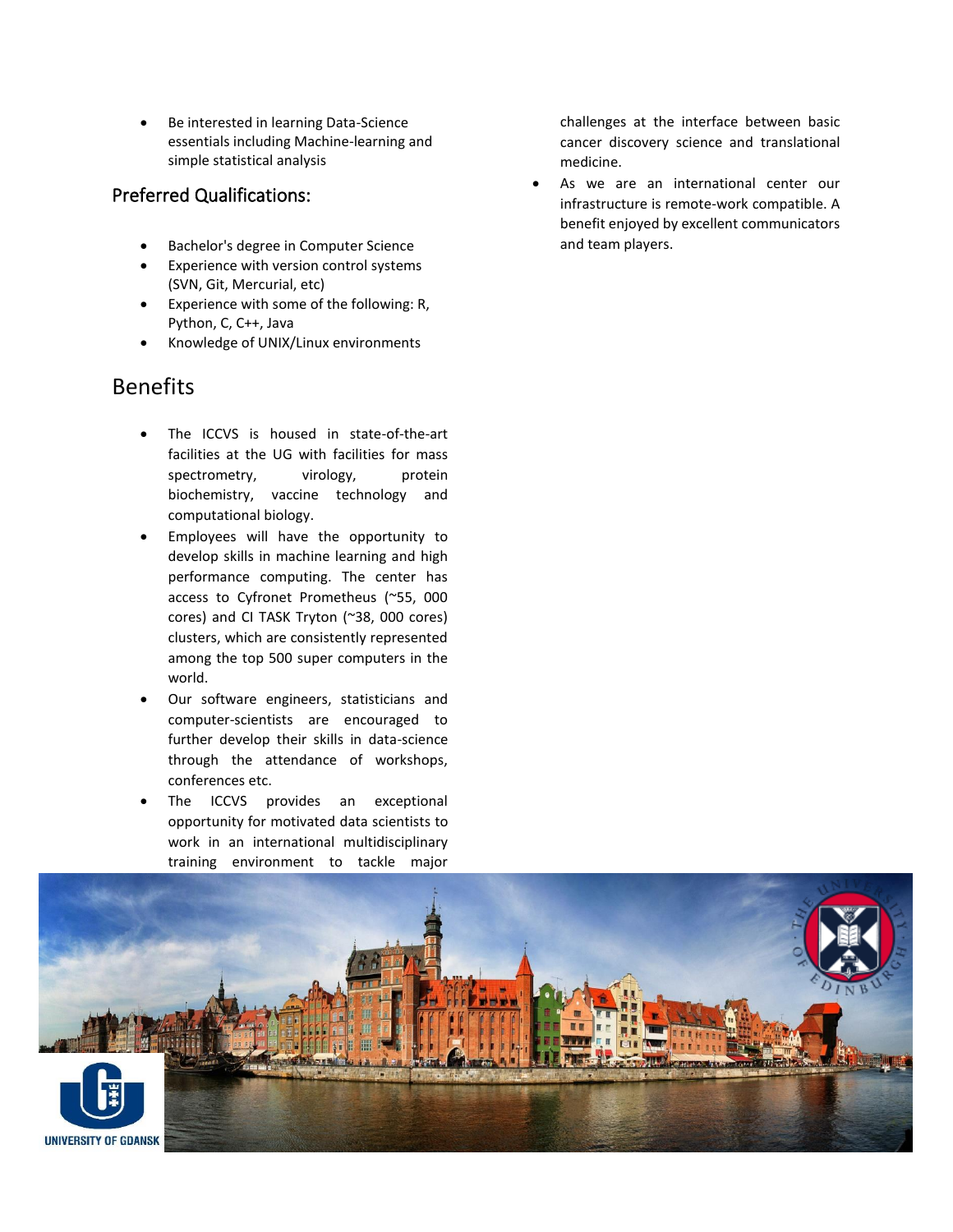- Be interested in learning Data-Science essentials including Machine-learning and simple statistical analysis

## Preferred Qualifications:

- Bachelor's degree in Computer Science
- Experience with version control systems (SVN, Git, Mercurial, etc)
- Experience with some of the following: R, Python, C, C++, Java
- Knowledge of UNIX/Linux environments

# Benefits

- The ICCVS is housed in state-of-the-art facilities at the UG with facilities for mass spectrometry, virology, protein biochemistry, vaccine technology and computational biology.
- Employees will have the opportunity to develop skills in machine learning and high performance computing. The center has access to Cyfronet Prometheus (~55, 000 cores) and CI TASK Tryton (~38, 000 cores) clusters, which are consistently represented among the top 500 super computers in the world.
- Our software engineers, statisticians and computer-scientists are encouraged to further develop their skills in data-science through the attendance of workshops, conferences etc.
- The ICCVS provides an exceptional opportunity for motivated data scientists to work in an international multidisciplinary training environment to tackle major challenges at the interface between basic cancer discovery science and translational medicine.
- As we are an international center our infrastructure is remote-work compatible. A benefit enjoyed by excellent communicators and team players.

UNIVERSITY OF GDANSK

THE UNIVERSITY OF EDINBURGH